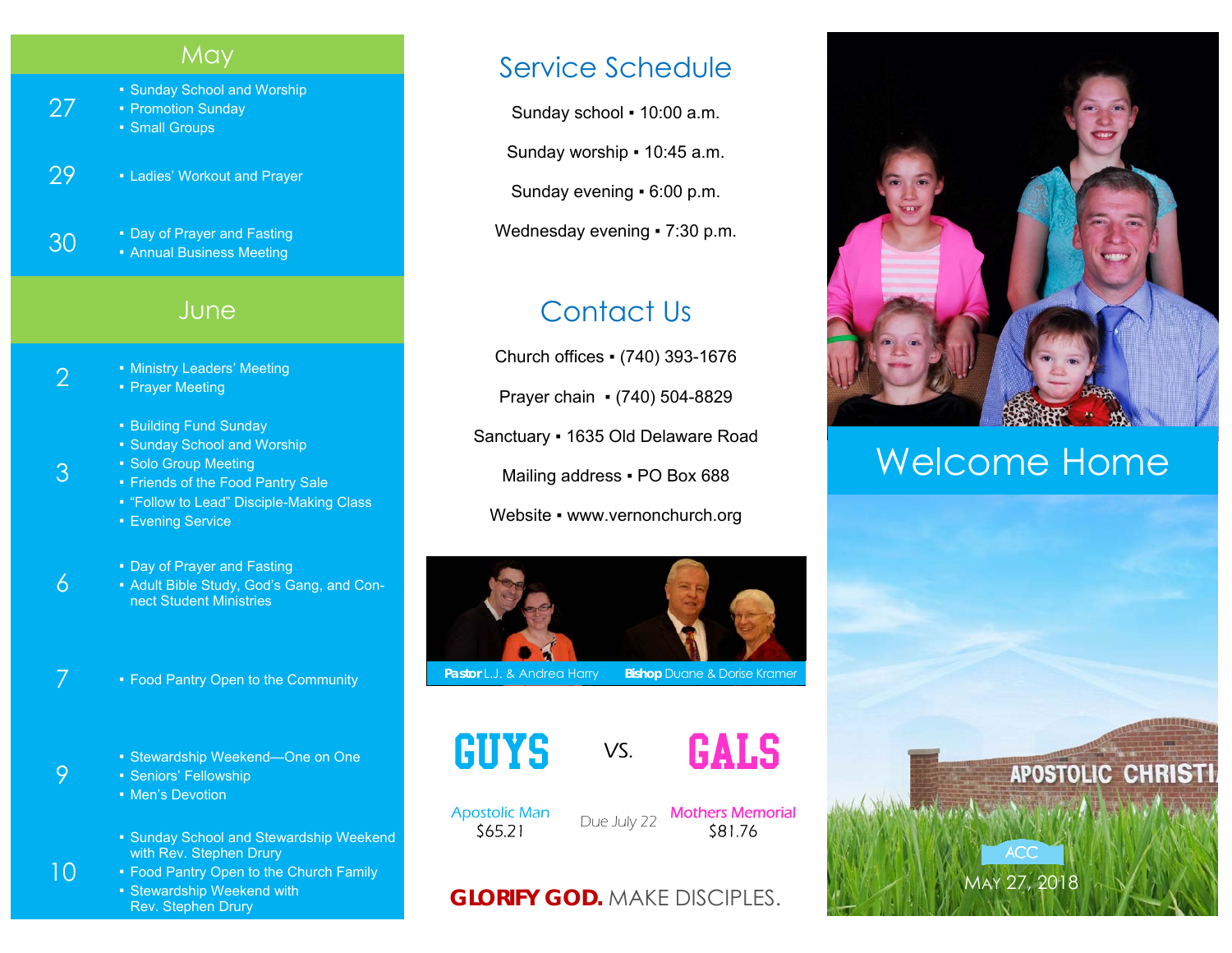## May

**27**
- Sunday School and Worship
- Promotion Sunday
- Small Groups

**29**
- Ladies' Workout and Prayer

**30**
- Day of Prayer and Fasting
- Annual Business Meeting

## June

**2**
- Ministry Leaders' Meeting
- Prayer Meeting

**3**
- Building Fund Sunday
- Sunday School and Worship
- Solo Group Meeting
- Friends of the Food Pantry Sale
- "Follow to Lead" Disciple-Making Class
- Evening Service

**6**
- Day of Prayer and Fasting
- Adult Bible Study, God's Gang, and Connect Student Ministries

**7**
- Food Pantry Open to the Community

**9**
- Stewardship Weekend—One on One
- Seniors' Fellowship
- Men's Devotion

**10**
- Sunday School and Stewardship Weekend with Rev. Stephen Drury
- Food Pantry Open to the Church Family
- Stewardship Weekend with Rev. Stephen Drury

## Service Schedule

Sunday school ▪ 10:00 a.m.

Sunday worship ▪ 10:45 a.m.

Sunday evening ▪ 6:00 p.m.

Wednesday evening ▪ 7:30 p.m.

## Contact Us

Church offices ▪ (740) 393-1676

Prayer chain ▪ (740) 504-8829

Sanctuary ▪ 1635 Old Delaware Road

Mailing address ▪ PO Box 688

Website ▪ www.vernonchurch.org

**Pastor** L.J. & Andrea Harry **Bishop** Duane & Dorise Kramer

**GUYS** VS. **GALS**

Apostolic Man $65.21 | Due July 22 | Mothers Memorial $81.76

**GLORIFY GOD.** MAKE DISCIPLES.

# Welcome Home

APOSTOLIC CHRISTI

ACC

May 27, 2018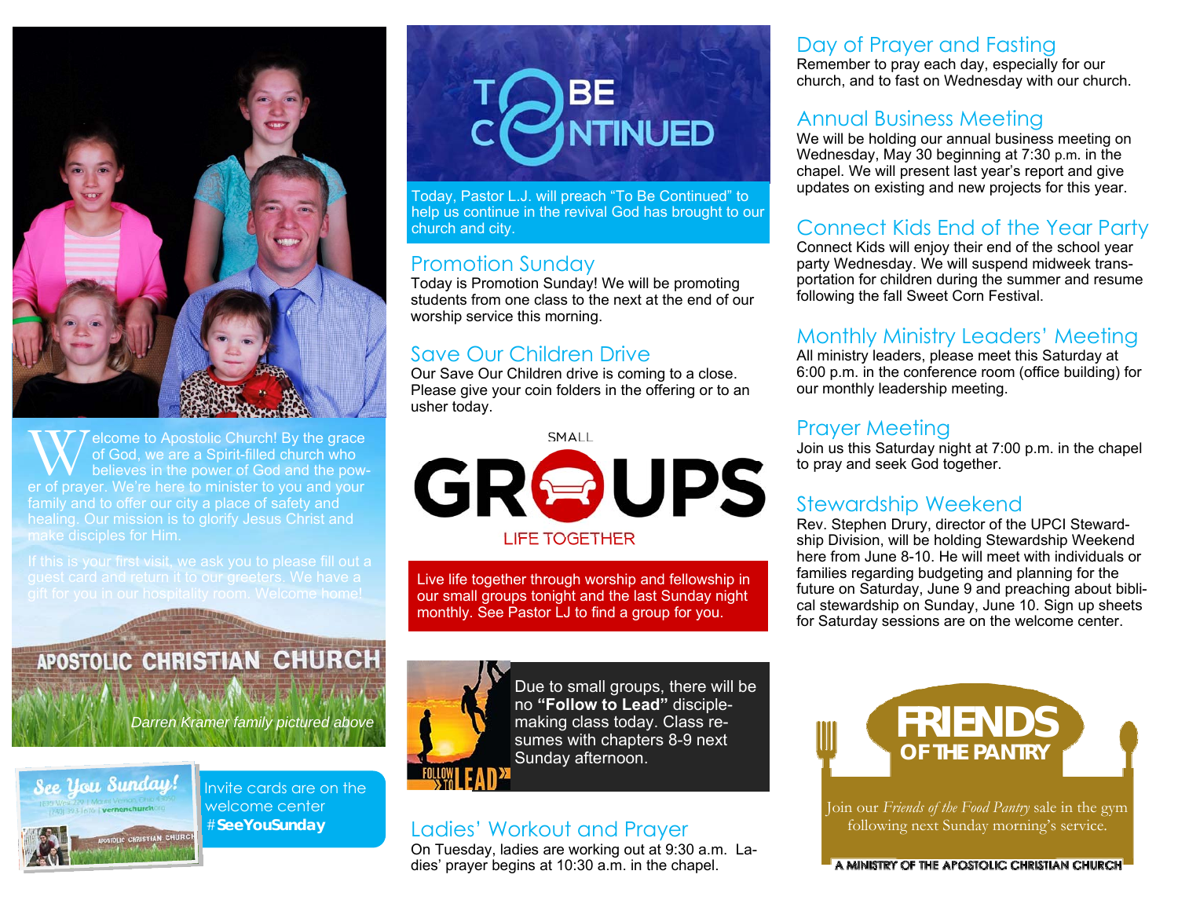Welcome to Apostolic Church! By the grace of God, we are a Spirit-filled church who believes in the power of God and the power of prayer. We're here to minister to you and your family and to offer our city a place of safety and healing. Our mission is to glorify Jesus Christ and make disciples for Him.

If this is your first visit, we ask you to please fill out a guest card and return it to our greeters. We have a gift for you in our hospitality room. Welcome home!

APOSTOLIC CHRISTIAN CHURCH

*Darren Kramer family pictured above*

See You Sunday!

Invite cards are on the welcome center

#**SeeYouSunday**

## TO BE CONTINUED

Today, Pastor L.J. will preach "To Be Continued" to help us continue in the revival God has brought to our church and city.

## Promotion Sunday

Today is Promotion Sunday! We will be promoting students from one class to the next at the end of our worship service this morning.

## Save Our Children Drive

Our Save Our Children drive is coming to a close. Please give your coin folders in the offering or to an usher today.

## SMALL GROUPS

LIFE TOGETHER

Live life together through worship and fellowship in our small groups tonight and the last Sunday night monthly. See Pastor LJ to find a group for you.

FOLLOW TO LEAD

Due to small groups, there will be no **"Follow to Lead"** disciple-making class today. Class resumes with chapters 8-9 next Sunday afternoon.

## Ladies' Workout and Prayer

On Tuesday, ladies are working out at 9:30 a.m. Ladies' prayer begins at 10:30 a.m. in the chapel.

## Day of Prayer and Fasting

Remember to pray each day, especially for our church, and to fast on Wednesday with our church.

## Annual Business Meeting

We will be holding our annual business meeting on Wednesday, May 30 beginning at 7:30 p.m. in the chapel. We will present last year's report and give updates on existing and new projects for this year.

## Connect Kids End of the Year Party

Connect Kids will enjoy their end of the school year party Wednesday. We will suspend midweek transportation for children during the summer and resume following the fall Sweet Corn Festival.

## Monthly Ministry Leaders' Meeting

All ministry leaders, please meet this Saturday at 6:00 p.m. in the conference room (office building) for our monthly leadership meeting.

## Prayer Meeting

Join us this Saturday night at 7:00 p.m. in the chapel to pray and seek God together.

## Stewardship Weekend

Rev. Stephen Drury, director of the UPCI Stewardship Division, will be holding Stewardship Weekend here from June 8-10. He will meet with individuals or families regarding budgeting and planning for the future on Saturday, June 9 and preaching about biblical stewardship on Sunday, June 10. Sign up sheets for Saturday sessions are on the welcome center.

## FRIENDS OF THE PANTRY

Join our *Friends of the Food Pantry* sale in the gym following next Sunday morning's service.

A MINISTRY OF THE APOSTOLIC CHRISTIAN CHURCH